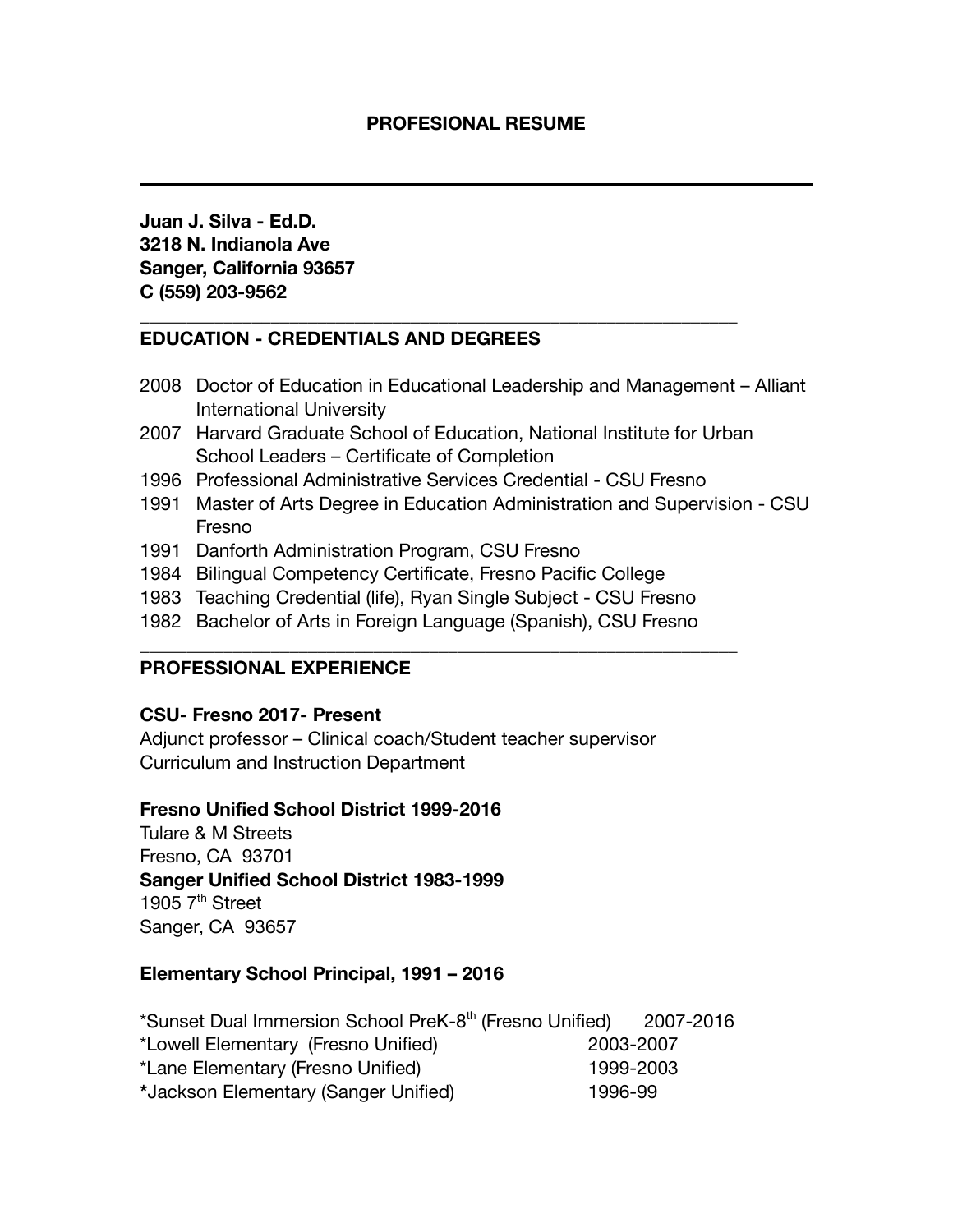**PROFESIONAL RESUME**

---

**Juan J. Silva - Ed.D.**
**3218 N. Indianola Ave**
**Sanger, California 93657**
**C (559) 203-9562**

---

## EDUCATION - CREDENTIALS AND DEGREES

- 2008 Doctor of Education in Educational Leadership and Management – Alliant International University
- 2007 Harvard Graduate School of Education, National Institute for Urban School Leaders – Certificate of Completion
- 1996 Professional Administrative Services Credential - CSU Fresno
- 1991 Master of Arts Degree in Education Administration and Supervision - CSU Fresno
- 1991 Danforth Administration Program, CSU Fresno
- 1984 Bilingual Competency Certificate, Fresno Pacific College
- 1983 Teaching Credential (life), Ryan Single Subject - CSU Fresno
- 1982 Bachelor of Arts in Foreign Language (Spanish), CSU Fresno

---

## PROFESSIONAL EXPERIENCE

**CSU- Fresno 2017- Present**
Adjunct professor – Clinical coach/Student teacher supervisor
Curriculum and Instruction Department

**Fresno Unified School District 1999-2016**
Tulare & M Streets
Fresno, CA 93701
**Sanger Unified School District 1983-1999**
1905 7th Street
Sanger, CA 93657

**Elementary School Principal, 1991 – 2016**

*Sunset Dual Immersion School PreK-8th (Fresno Unified) 2007-2016
*Lowell Elementary (Fresno Unified) 2003-2007
*Lane Elementary (Fresno Unified) 1999-2003
*Jackson Elementary (Sanger Unified) 1996-99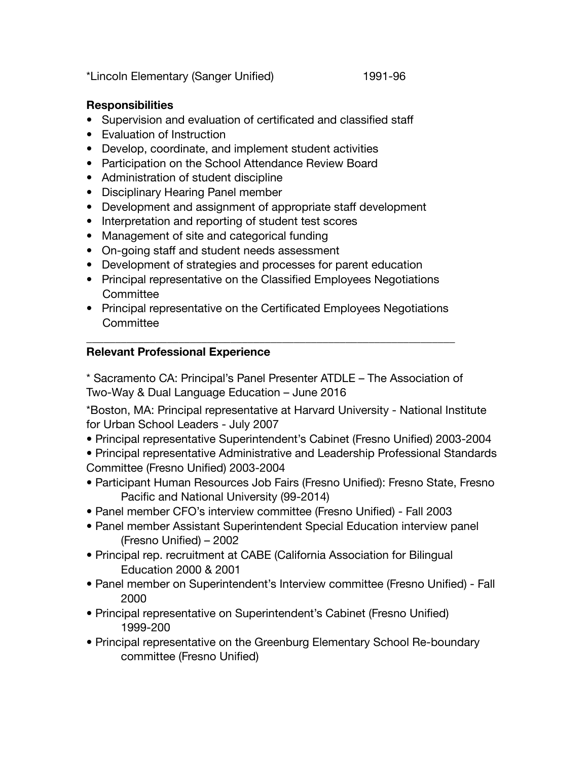*Lincoln Elementary (Sanger Unified) 1991-96

**Responsibilities**

- Supervision and evaluation of certificated and classified staff
- Evaluation of Instruction
- Develop, coordinate, and implement student activities
- Participation on the School Attendance Review Board
- Administration of student discipline
- Disciplinary Hearing Panel member
- Development and assignment of appropriate staff development
- Interpretation and reporting of student test scores
- Management of site and categorical funding
- On-going staff and student needs assessment
- Development of strategies and processes for parent education
- Principal representative on the Classified Employees Negotiations Committee
- Principal representative on the Certificated Employees Negotiations Committee

---

**Relevant Professional Experience**

* Sacramento CA: Principal's Panel Presenter ATDLE – The Association of Two-Way & Dual Language Education – June 2016

*Boston, MA: Principal representative at Harvard University - National Institute for Urban School Leaders - July 2007

- Principal representative Superintendent's Cabinet (Fresno Unified) 2003-2004
- Principal representative Administrative and Leadership Professional Standards Committee (Fresno Unified) 2003-2004
- Participant Human Resources Job Fairs (Fresno Unified): Fresno State, Fresno Pacific and National University (99-2014)
- Panel member CFO's interview committee (Fresno Unified) - Fall 2003
- Panel member Assistant Superintendent Special Education interview panel (Fresno Unified) – 2002
- Principal rep. recruitment at CABE (California Association for Bilingual Education 2000 & 2001
- Panel member on Superintendent's Interview committee (Fresno Unified) - Fall 2000
- Principal representative on Superintendent's Cabinet (Fresno Unified) 1999-200
- Principal representative on the Greenburg Elementary School Re-boundary committee (Fresno Unified)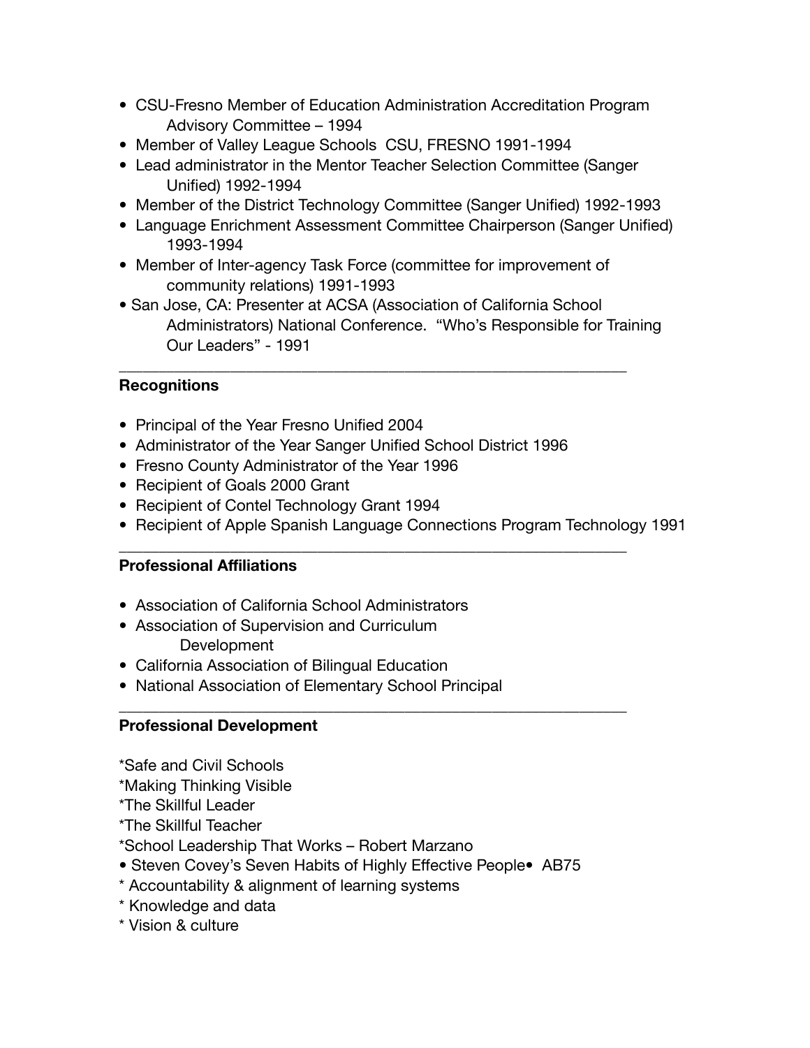- CSU-Fresno Member of Education Administration Accreditation Program Advisory Committee – 1994
- Member of Valley League Schools CSU, FRESNO 1991-1994
- Lead administrator in the Mentor Teacher Selection Committee (Sanger Unified) 1992-1994
- Member of the District Technology Committee (Sanger Unified) 1992-1993
- Language Enrichment Assessment Committee Chairperson (Sanger Unified) 1993-1994
- Member of Inter-agency Task Force (committee for improvement of community relations) 1991-1993
- San Jose, CA: Presenter at ACSA (Association of California School Administrators) National Conference. "Who's Responsible for Training Our Leaders" - 1991

---

**Recognitions**

- Principal of the Year Fresno Unified 2004
- Administrator of the Year Sanger Unified School District 1996
- Fresno County Administrator of the Year 1996
- Recipient of Goals 2000 Grant
- Recipient of Contel Technology Grant 1994
- Recipient of Apple Spanish Language Connections Program Technology 1991

---

**Professional Affiliations**

- Association of California School Administrators
- Association of Supervision and Curriculum Development
- California Association of Bilingual Education
- National Association of Elementary School Principal

---

**Professional Development**

*Safe and Civil Schools
*Making Thinking Visible
*The Skillful Leader
*The Skillful Teacher
*School Leadership That Works – Robert Marzano
• Steven Covey's Seven Habits of Highly Effective People• AB75
* Accountability & alignment of learning systems
* Knowledge and data
* Vision & culture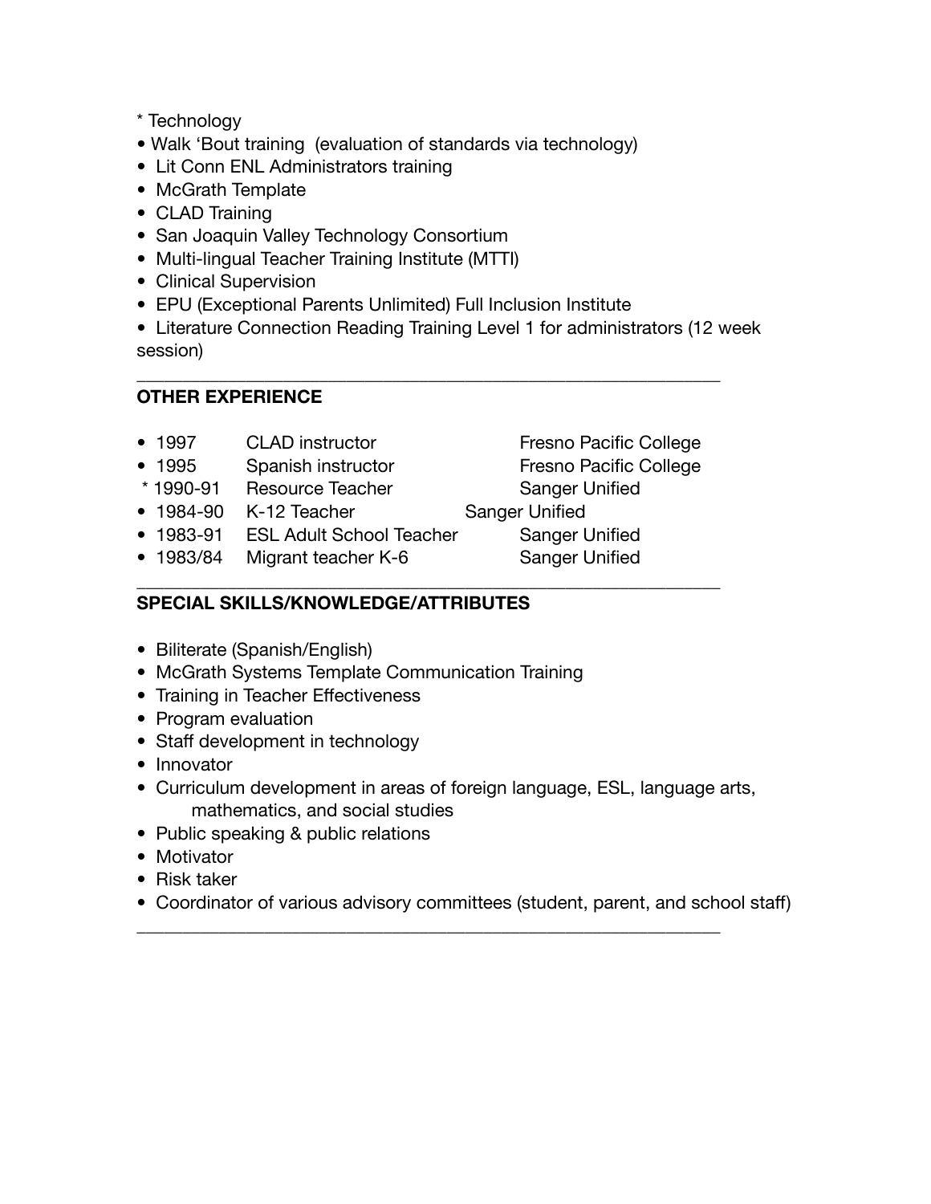* Technology
- Walk 'Bout training (evaluation of standards via technology)
- Lit Conn ENL Administrators training
- McGrath Template
- CLAD Training
- San Joaquin Valley Technology Consortium
- Multi-lingual Teacher Training Institute (MTTI)
- Clinical Supervision
- EPU (Exceptional Parents Unlimited) Full Inclusion Institute
- Literature Connection Reading Training Level 1 for administrators (12 week session)

---

**OTHER EXPERIENCE**

| | | |
|---|---|---|
| • 1997 | CLAD instructor | Fresno Pacific College |
| • 1995 | Spanish instructor | Fresno Pacific College |
| * 1990-91 | Resource Teacher | Sanger Unified |
| • 1984-90 | K-12 Teacher | Sanger Unified |
| • 1983-91 | ESL Adult School Teacher | Sanger Unified |
| • 1983/84 | Migrant teacher K-6 | Sanger Unified |

---

**SPECIAL SKILLS/KNOWLEDGE/ATTRIBUTES**

- Biliterate (Spanish/English)
- McGrath Systems Template Communication Training
- Training in Teacher Effectiveness
- Program evaluation
- Staff development in technology
- Innovator
- Curriculum development in areas of foreign language, ESL, language arts, mathematics, and social studies
- Public speaking & public relations
- Motivator
- Risk taker
- Coordinator of various advisory committees (student, parent, and school staff)

---